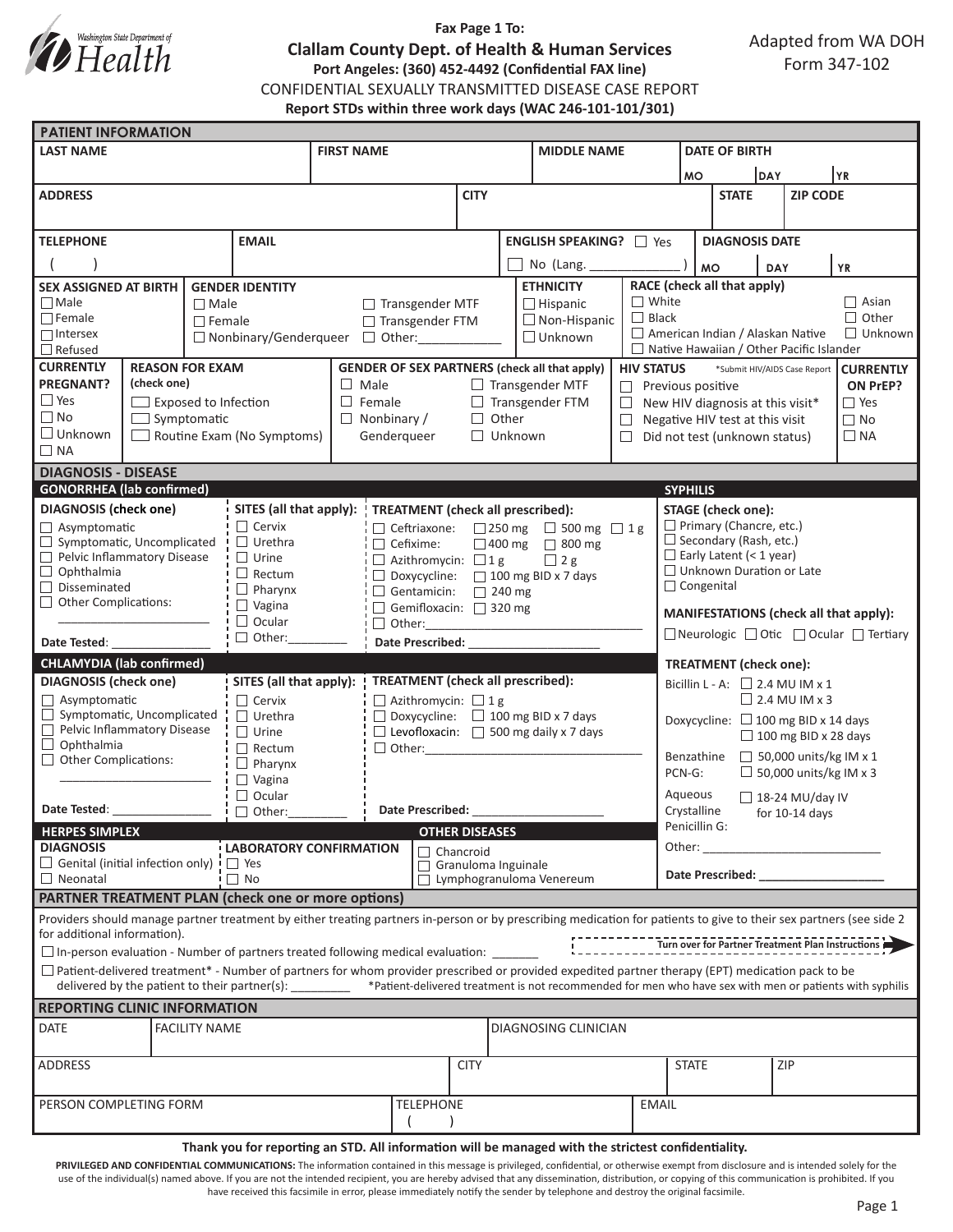Washington State Department of Health

**Fax Page 1 To:**

## Clallam County Dept. of Health & Human Services

**Port Angeles: (360) 452-4492 (Confidential FAX line)**

CONFIDENTIAL SEXUALLY TRANSMITTED DISEASE CASE REPORT

**Report STDs within three work days (WAC 246-101-101/301)**

Adapted from WA DOH Form 347-102

## PATIENT INFORMATION

| LAST NAME | FIRST NAME | MIDDLE NAME | DATE OF BIRTH MO / DAY / YR |
|---|---|---|---|
| | | | |

| ADDRESS | CITY | STATE | ZIP CODE |
|---|---|---|---|
| | | | |

| TELEPHONE | EMAIL | ENGLISH SPEAKING? | DIAGNOSIS DATE |
|---|---|---|---|
| ( ) | | ☐ Yes ☐ No (Lang. _____________ ) | MO / DAY / YR |

**SEX ASSIGNED AT BIRTH**
- ☐ Male
- ☐ Female
- ☐ Intersex
- ☐ Refused

**GENDER IDENTITY**
- ☐ Male
- ☐ Female
- ☐ Nonbinary/Genderqueer
- ☐ Transgender MTF
- ☐ Transgender FTM
- ☐ Other:____________

**ETHNICITY**
- ☐ Hispanic
- ☐ Non-Hispanic
- ☐ Unknown

**RACE (check all that apply)**
- ☐ White
- ☐ Black
- ☐ American Indian / Alaskan Native
- ☐ Native Hawaiian / Other Pacific Islander
- ☐ Asian
- ☐ Other
- ☐ Unknown

**CURRENTLY PREGNANT?**
- ☐ Yes
- ☐ No
- ☐ Unknown
- ☐ NA

**REASON FOR EXAM (check one)**
- ☐ Exposed to Infection
- ☐ Symptomatic
- ☐ Routine Exam (No Symptoms)

**GENDER OF SEX PARTNERS (check all that apply)**
- ☐ Male
- ☐ Female
- ☐ Nonbinary / Genderqueer
- ☐ Transgender MTF
- ☐ Transgender FTM
- ☐ Other
- ☐ Unknown

**HIV STATUS** *Submit HIV/AIDS Case Report
- ☐ Previous positive
- ☐ New HIV diagnosis at this visit*
- ☐ Negative HIV test at this visit
- ☐ Did not test (unknown status)

**CURRENTLY ON PrEP?**
- ☐ Yes
- ☐ No
- ☐ NA

## DIAGNOSIS - DISEASE

### GONORRHEA (lab confirmed)

**DIAGNOSIS (check one)**
- ☐ Asymptomatic
- ☐ Symptomatic, Uncomplicated
- ☐ Pelvic Inflammatory Disease
- ☐ Ophthalmia
- ☐ Disseminated
- ☐ Other Complications: ______________________

Date Tested: _______________

**SITES (all that apply):**
- ☐ Cervix
- ☐ Urethra
- ☐ Urine
- ☐ Rectum
- ☐ Pharynx
- ☐ Vagina
- ☐ Ocular
- ☐ Other:_________

**TREATMENT (check all prescribed):**
- ☐ Ceftriaxone: ☐ 250 mg ☐ 500 mg ☐ 1 g
- ☐ Cefixime: ☐ 400 mg ☐ 800 mg
- ☐ Azithromycin: ☐ 1 g ☐ 2 g
- ☐ Doxycycline: ☐ 100 mg BID x 7 days
- ☐ Gentamicin: ☐ 240 mg
- ☐ Gemifloxacin: ☐ 320 mg
- ☐ Other:_________________________________

Date Prescribed: ____________________

### CHLAMYDIA (lab confirmed)

**DIAGNOSIS (check one)**
- ☐ Asymptomatic
- ☐ Symptomatic, Uncomplicated
- ☐ Pelvic Inflammatory Disease
- ☐ Ophthalmia
- ☐ Other Complications: ______________________

Date Tested: _______________

**SITES (all that apply):**
- ☐ Cervix
- ☐ Urethra
- ☐ Urine
- ☐ Rectum
- ☐ Pharynx
- ☐ Vagina
- ☐ Ocular
- ☐ Other:_________

**TREATMENT (check all prescribed):**
- ☐ Azithromycin: ☐ 1 g
- ☐ Doxycycline: ☐ 100 mg BID x 7 days
- ☐ Levofloxacin: ☐ 500 mg daily x 7 days
- ☐ Other:_________________________________

Date Prescribed: ____________________

### SYPHILIS

**STAGE (check one):**
- ☐ Primary (Chancre, etc.)
- ☐ Secondary (Rash, etc.)
- ☐ Early Latent (< 1 year)
- ☐ Unknown Duration or Late
- ☐ Congenital

**MANIFESTATIONS (check all that apply):**
☐ Neurologic ☐ Otic ☐ Ocular ☐ Tertiary

**TREATMENT (check one):**
- Bicillin L - A: ☐ 2.4 MU IM x 1 ☐ 2.4 MU IM x 3
- Doxycycline: ☐ 100 mg BID x 14 days ☐ 100 mg BID x 28 days
- Benzathine PCN-G: ☐ 50,000 units/kg IM x 1 ☐ 50,000 units/kg IM x 3
- Aqueous Crystalline Penicillin G: ☐ 18-24 MU/day IV for 10-14 days
- Other: ___________________________

Date Prescribed: ___________________

### HERPES SIMPLEX

**DIAGNOSIS**
- ☐ Genital (initial infection only)
- ☐ Neonatal

**LABORATORY CONFIRMATION**
- ☐ Yes
- ☐ No

### OTHER DISEASES
- ☐ Chancroid
- ☐ Granuloma Inguinale
- ☐ Lymphogranuloma Venereum

## PARTNER TREATMENT PLAN (check one or more options)

Providers should manage partner treatment by either treating partners in-person or by prescribing medication for patients to give to their sex partners (see side 2 for additional information).

**Turn over for Partner Treatment Plan Instructions**

☐ In-person evaluation - Number of partners treated following medical evaluation: _______

☐ Patient-delivered treatment* - Number of partners for whom provider prescribed or provided expedited partner therapy (EPT) medication pack to be delivered by the patient to their partner(s): ________ *Patient-delivered treatment is not recommended for men who have sex with men or patients with syphilis

## REPORTING CLINIC INFORMATION

| DATE | FACILITY NAME | DIAGNOSING CLINICIAN |
|---|---|---|
| | | |

| ADDRESS | CITY | STATE | ZIP |
|---|---|---|---|
| | | | |

| PERSON COMPLETING FORM | TELEPHONE | EMAIL |
|---|---|---|
| | ( ) | |

**Thank you for reporting an STD. All information will be managed with the strictest confidentiality.**

**PRIVILEGED AND CONFIDENTIAL COMMUNICATIONS:** The information contained in this message is privileged, confidential, or otherwise exempt from disclosure and is intended solely for the use of the individual(s) named above. If you are not the intended recipient, you are hereby advised that any dissemination, distribution, or copying of this communication is prohibited. If you have received this facsimile in error, please immediately notify the sender by telephone and destroy the original facsimile.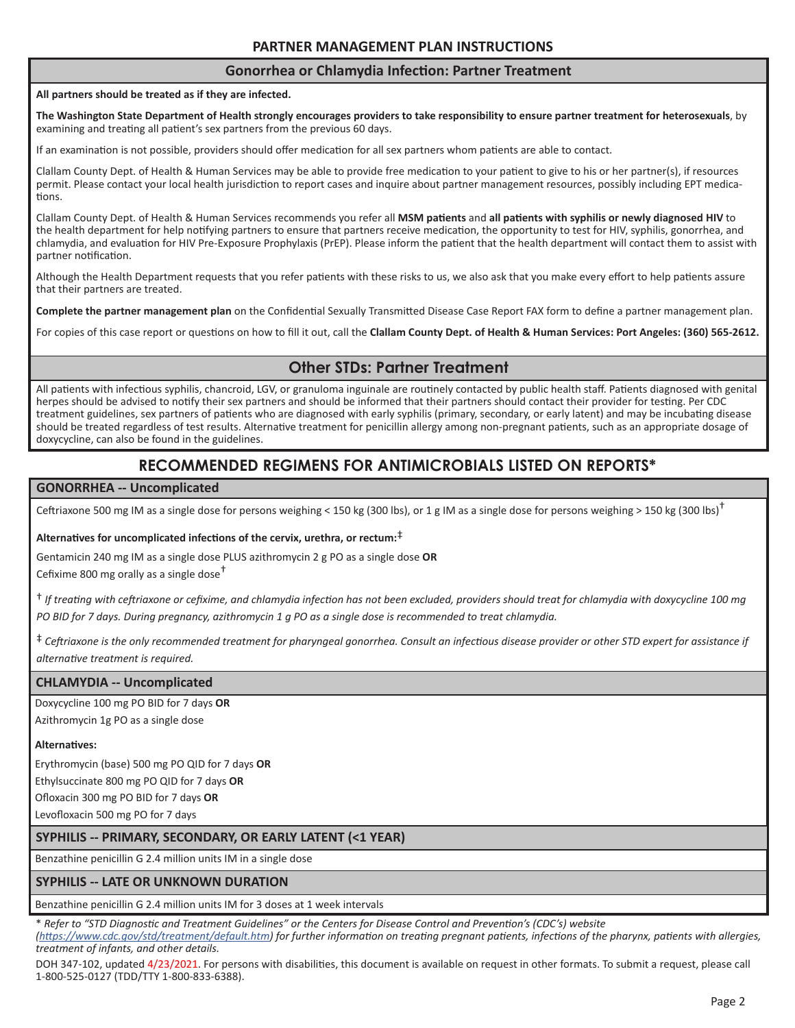# PARTNER MANAGEMENT PLAN INSTRUCTIONS

## Gonorrhea or Chlamydia Infection: Partner Treatment

**All partners should be treated as if they are infected.**

**The Washington State Department of Health strongly encourages providers to take responsibility to ensure partner treatment for heterosexuals**, by examining and treating all patient's sex partners from the previous 60 days.

If an examination is not possible, providers should offer medication for all sex partners whom patients are able to contact.

Clallam County Dept. of Health & Human Services may be able to provide free medication to your patient to give to his or her partner(s), if resources permit. Please contact your local health jurisdiction to report cases and inquire about partner management resources, possibly including EPT medications.

Clallam County Dept. of Health & Human Services recommends you refer all **MSM patients** and **all patients with syphilis or newly diagnosed HIV** to the health department for help notifying partners to ensure that partners receive medication, the opportunity to test for HIV, syphilis, gonorrhea, and chlamydia, and evaluation for HIV Pre-Exposure Prophylaxis (PrEP). Please inform the patient that the health department will contact them to assist with partner notification.

Although the Health Department requests that you refer patients with these risks to us, we also ask that you make every effort to help patients assure that their partners are treated.

**Complete the partner management plan** on the Confidential Sexually Transmitted Disease Case Report FAX form to define a partner management plan.

For copies of this case report or questions on how to fill it out, call the **Clallam County Dept. of Health & Human Services: Port Angeles: (360) 565-2612.**

## Other STDs: Partner Treatment

All patients with infectious syphilis, chancroid, LGV, or granuloma inguinale are routinely contacted by public health staff. Patients diagnosed with genital herpes should be advised to notify their sex partners and should be informed that their partners should contact their provider for testing. Per CDC treatment guidelines, sex partners of patients who are diagnosed with early syphilis (primary, secondary, or early latent) and may be incubating disease should be treated regardless of test results. Alternative treatment for penicillin allergy among non-pregnant patients, such as an appropriate dosage of doxycycline, can also be found in the guidelines.

# RECOMMENDED REGIMENS FOR ANTIMICROBIALS LISTED ON REPORTS*

### GONORRHEA -- Uncomplicated

Ceftriaxone 500 mg IM as a single dose for persons weighing < 150 kg (300 lbs), or 1 g IM as a single dose for persons weighing > 150 kg (300 lbs)†

**Alternatives for uncomplicated infections of the cervix, urethra, or rectum:‡**

Gentamicin 240 mg IM as a single dose PLUS azithromycin 2 g PO as a single dose **OR**
Cefixime 800 mg orally as a single dose†

† *If treating with ceftriaxone or cefixime, and chlamydia infection has not been excluded, providers should treat for chlamydia with doxycycline 100 mg PO BID for 7 days. During pregnancy, azithromycin 1 g PO as a single dose is recommended to treat chlamydia.*

‡ *Ceftriaxone is the only recommended treatment for pharyngeal gonorrhea. Consult an infectious disease provider or other STD expert for assistance if alternative treatment is required.*

### CHLAMYDIA -- Uncomplicated

Doxycycline 100 mg PO BID for 7 days **OR**
Azithromycin 1g PO as a single dose

**Alternatives:**

Erythromycin (base) 500 mg PO QID for 7 days **OR**
Ethylsuccinate 800 mg PO QID for 7 days **OR**
Ofloxacin 300 mg PO BID for 7 days **OR**
Levofloxacin 500 mg PO for 7 days

### SYPHILIS -- PRIMARY, SECONDARY, OR EARLY LATENT (<1 YEAR)

Benzathine penicillin G 2.4 million units IM in a single dose

### SYPHILIS -- LATE OR UNKNOWN DURATION

Benzathine penicillin G 2.4 million units IM for 3 doses at 1 week intervals

\* *Refer to "STD Diagnostic and Treatment Guidelines" or the Centers for Disease Control and Prevention's (CDC's) website ([https://www.cdc.gov/std/treatment/default.htm](https://www.cdc.gov/std/treatment/default.htm)) for further information on treating pregnant patients, infections of the pharynx, patients with allergies, treatment of infants, and other details.*

DOH 347-102, updated 4/23/2021. For persons with disabilities, this document is available on request in other formats. To submit a request, please call 1-800-525-0127 (TDD/TTY 1-800-833-6388).